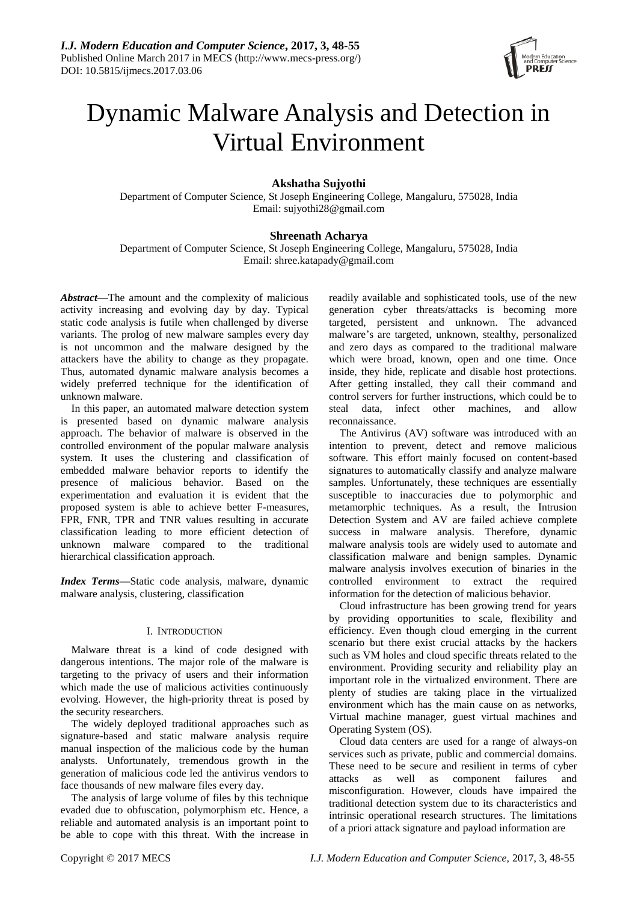# Dynamic Malware Analysis and Detection in Virtual Environment

**Akshatha Sujyothi**
Department of Computer Science, St Joseph Engineering College, Mangaluru, 575028, India
Email: sujyothi28@gmail.com

**Shreenath Acharya**
Department of Computer Science, St Joseph Engineering College, Mangaluru, 575028, India
Email: shree.katapady@gmail.com

***Abstract*—**The amount and the complexity of malicious activity increasing and evolving day by day. Typical static code analysis is futile when challenged by diverse variants. The prolog of new malware samples every day is not uncommon and the malware designed by the attackers have the ability to change as they propagate. Thus, automated dynamic malware analysis becomes a widely preferred technique for the identification of unknown malware.

In this paper, an automated malware detection system is presented based on dynamic malware analysis approach. The behavior of malware is observed in the controlled environment of the popular malware analysis system. It uses the clustering and classification of embedded malware behavior reports to identify the presence of malicious behavior. Based on the experimentation and evaluation it is evident that the proposed system is able to achieve better F-measures, FPR, FNR, TPR and TNR values resulting in accurate classification leading to more efficient detection of unknown malware compared to the traditional hierarchical classification approach.

***Index Terms*—**Static code analysis, malware, dynamic malware analysis, clustering, classification

## I. Introduction

Malware threat is a kind of code designed with dangerous intentions. The major role of the malware is targeting to the privacy of users and their information which made the use of malicious activities continuously evolving. However, the high-priority threat is posed by the security researchers.

The widely deployed traditional approaches such as signature-based and static malware analysis require manual inspection of the malicious code by the human analysts. Unfortunately, tremendous growth in the generation of malicious code led the antivirus vendors to face thousands of new malware files every day.

The analysis of large volume of files by this technique evaded due to obfuscation, polymorphism etc. Hence, a reliable and automated analysis is an important point to be able to cope with this threat. With the increase in readily available and sophisticated tools, use of the new generation cyber threats/attacks is becoming more targeted, persistent and unknown. The advanced malware's are targeted, unknown, stealthy, personalized and zero days as compared to the traditional malware which were broad, known, open and one time. Once inside, they hide, replicate and disable host protections. After getting installed, they call their command and control servers for further instructions, which could be to steal data, infect other machines, and allow reconnaissance.

The Antivirus (AV) software was introduced with an intention to prevent, detect and remove malicious software. This effort mainly focused on content-based signatures to automatically classify and analyze malware samples. Unfortunately, these techniques are essentially susceptible to inaccuracies due to polymorphic and metamorphic techniques. As a result, the Intrusion Detection System and AV are failed achieve complete success in malware analysis. Therefore, dynamic malware analysis tools are widely used to automate and classification malware and benign samples. Dynamic malware analysis involves execution of binaries in the controlled environment to extract the required information for the detection of malicious behavior.

Cloud infrastructure has been growing trend for years by providing opportunities to scale, flexibility and efficiency. Even though cloud emerging in the current scenario but there exist crucial attacks by the hackers such as VM holes and cloud specific threats related to the environment. Providing security and reliability play an important role in the virtualized environment. There are plenty of studies are taking place in the virtualized environment which has the main cause on as networks, Virtual machine manager, guest virtual machines and Operating System (OS).

Cloud data centers are used for a range of always-on services such as private, public and commercial domains. These need to be secure and resilient in terms of cyber attacks as well as component failures and misconfiguration. However, clouds have impaired the traditional detection system due to its characteristics and intrinsic operational research structures. The limitations of a priori attack signature and payload information are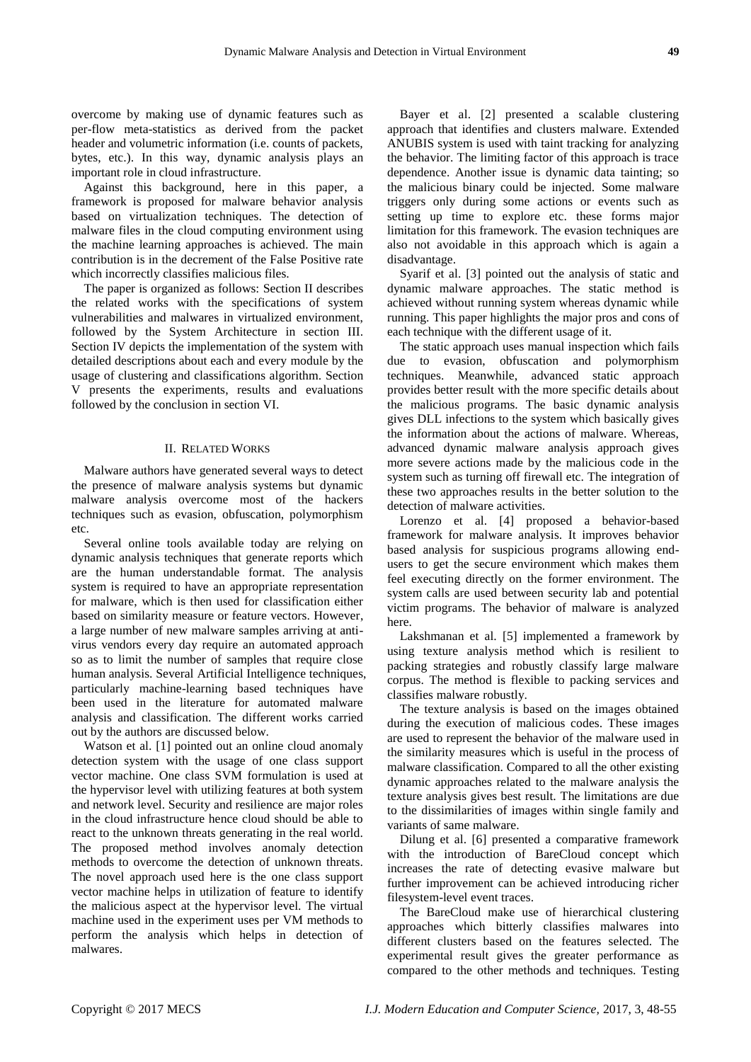overcome by making use of dynamic features such as per-flow meta-statistics as derived from the packet header and volumetric information (i.e. counts of packets, bytes, etc.). In this way, dynamic analysis plays an important role in cloud infrastructure.

Against this background, here in this paper, a framework is proposed for malware behavior analysis based on virtualization techniques. The detection of malware files in the cloud computing environment using the machine learning approaches is achieved. The main contribution is in the decrement of the False Positive rate which incorrectly classifies malicious files.

The paper is organized as follows: Section II describes the related works with the specifications of system vulnerabilities and malwares in virtualized environment, followed by the System Architecture in section III. Section IV depicts the implementation of the system with detailed descriptions about each and every module by the usage of clustering and classifications algorithm. Section V presents the experiments, results and evaluations followed by the conclusion in section VI.

## II. Related Works

Malware authors have generated several ways to detect the presence of malware analysis systems but dynamic malware analysis overcome most of the hackers techniques such as evasion, obfuscation, polymorphism etc.

Several online tools available today are relying on dynamic analysis techniques that generate reports which are the human understandable format. The analysis system is required to have an appropriate representation for malware, which is then used for classification either based on similarity measure or feature vectors. However, a large number of new malware samples arriving at anti-virus vendors every day require an automated approach so as to limit the number of samples that require close human analysis. Several Artificial Intelligence techniques, particularly machine-learning based techniques have been used in the literature for automated malware analysis and classification. The different works carried out by the authors are discussed below.

Watson et al. [1] pointed out an online cloud anomaly detection system with the usage of one class support vector machine. One class SVM formulation is used at the hypervisor level with utilizing features at both system and network level. Security and resilience are major roles in the cloud infrastructure hence cloud should be able to react to the unknown threats generating in the real world. The proposed method involves anomaly detection methods to overcome the detection of unknown threats. The novel approach used here is the one class support vector machine helps in utilization of feature to identify the malicious aspect at the hypervisor level. The virtual machine used in the experiment uses per VM methods to perform the analysis which helps in detection of malwares.

Bayer et al. [2] presented a scalable clustering approach that identifies and clusters malware. Extended ANUBIS system is used with taint tracking for analyzing the behavior. The limiting factor of this approach is trace dependence. Another issue is dynamic data tainting; so the malicious binary could be injected. Some malware triggers only during some actions or events such as setting up time to explore etc. these forms major limitation for this framework. The evasion techniques are also not avoidable in this approach which is again a disadvantage.

Syarif et al. [3] pointed out the analysis of static and dynamic malware approaches. The static method is achieved without running system whereas dynamic while running. This paper highlights the major pros and cons of each technique with the different usage of it.

The static approach uses manual inspection which fails due to evasion, obfuscation and polymorphism techniques. Meanwhile, advanced static approach provides better result with the more specific details about the malicious programs. The basic dynamic analysis gives DLL infections to the system which basically gives the information about the actions of malware. Whereas, advanced dynamic malware analysis approach gives more severe actions made by the malicious code in the system such as turning off firewall etc. The integration of these two approaches results in the better solution to the detection of malware activities.

Lorenzo et al. [4] proposed a behavior-based framework for malware analysis. It improves behavior based analysis for suspicious programs allowing end-users to get the secure environment which makes them feel executing directly on the former environment. The system calls are used between security lab and potential victim programs. The behavior of malware is analyzed here.

Lakshmanan et al. [5] implemented a framework by using texture analysis method which is resilient to packing strategies and robustly classify large malware corpus. The method is flexible to packing services and classifies malware robustly.

The texture analysis is based on the images obtained during the execution of malicious codes. These images are used to represent the behavior of the malware used in the similarity measures which is useful in the process of malware classification. Compared to all the other existing dynamic approaches related to the malware analysis the texture analysis gives best result. The limitations are due to the dissimilarities of images within single family and variants of same malware.

Dilung et al. [6] presented a comparative framework with the introduction of BareCloud concept which increases the rate of detecting evasive malware but further improvement can be achieved introducing richer filesystem-level event traces.

The BareCloud make use of hierarchical clustering approaches which bitterly classifies malwares into different clusters based on the features selected. The experimental result gives the greater performance as compared to the other methods and techniques. Testing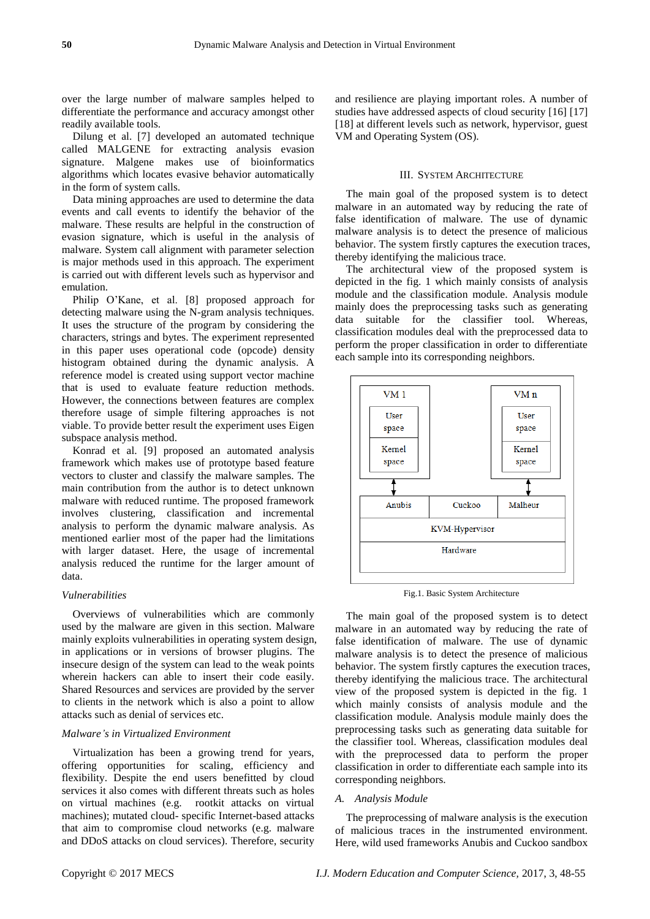over the large number of malware samples helped to differentiate the performance and accuracy amongst other readily available tools.

Dilung et al. [7] developed an automated technique called MALGENE for extracting analysis evasion signature. Malgene makes use of bioinformatics algorithms which locates evasive behavior automatically in the form of system calls.

Data mining approaches are used to determine the data events and call events to identify the behavior of the malware. These results are helpful in the construction of evasion signature, which is useful in the analysis of malware. System call alignment with parameter selection is major methods used in this approach. The experiment is carried out with different levels such as hypervisor and emulation.

Philip O'Kane, et al. [8] proposed approach for detecting malware using the N-gram analysis techniques. It uses the structure of the program by considering the characters, strings and bytes. The experiment represented in this paper uses operational code (opcode) density histogram obtained during the dynamic analysis. A reference model is created using support vector machine that is used to evaluate feature reduction methods. However, the connections between features are complex therefore usage of simple filtering approaches is not viable. To provide better result the experiment uses Eigen subspace analysis method.

Konrad et al. [9] proposed an automated analysis framework which makes use of prototype based feature vectors to cluster and classify the malware samples. The main contribution from the author is to detect unknown malware with reduced runtime. The proposed framework involves clustering, classification and incremental analysis to perform the dynamic malware analysis. As mentioned earlier most of the paper had the limitations with larger dataset. Here, the usage of incremental analysis reduced the runtime for the larger amount of data.

*Vulnerabilities*

Overviews of vulnerabilities which are commonly used by the malware are given in this section. Malware mainly exploits vulnerabilities in operating system design, in applications or in versions of browser plugins. The insecure design of the system can lead to the weak points wherein hackers can able to insert their code easily. Shared Resources and services are provided by the server to clients in the network which is also a point to allow attacks such as denial of services etc.

*Malware's in Virtualized Environment*

Virtualization has been a growing trend for years, offering opportunities for scaling, efficiency and flexibility. Despite the end users benefitted by cloud services it also comes with different threats such as holes on virtual machines (e.g. rootkit attacks on virtual machines); mutated cloud- specific Internet-based attacks that aim to compromise cloud networks (e.g. malware and DDoS attacks on cloud services). Therefore, security and resilience are playing important roles. A number of studies have addressed aspects of cloud security [16] [17] [18] at different levels such as network, hypervisor, guest VM and Operating System (OS).

## III. System Architecture

The main goal of the proposed system is to detect malware in an automated way by reducing the rate of false identification of malware. The use of dynamic malware analysis is to detect the presence of malicious behavior. The system firstly captures the execution traces, thereby identifying the malicious trace.

The architectural view of the proposed system is depicted in the fig. 1 which mainly consists of analysis module and the classification module. Analysis module mainly does the preprocessing tasks such as generating data suitable for the classifier tool. Whereas, classification modules deal with the preprocessed data to perform the proper classification in order to differentiate each sample into its corresponding neighbors.

Fig.1. Basic System Architecture

The main goal of the proposed system is to detect malware in an automated way by reducing the rate of false identification of malware. The use of dynamic malware analysis is to detect the presence of malicious behavior. The system firstly captures the execution traces, thereby identifying the malicious trace. The architectural view of the proposed system is depicted in the fig. 1 which mainly consists of analysis module and the classification module. Analysis module mainly does the preprocessing tasks such as generating data suitable for the classifier tool. Whereas, classification modules deal with the preprocessed data to perform the proper classification in order to differentiate each sample into its corresponding neighbors.

### A. Analysis Module

The preprocessing of malware analysis is the execution of malicious traces in the instrumented environment. Here, wild used frameworks Anubis and Cuckoo sandbox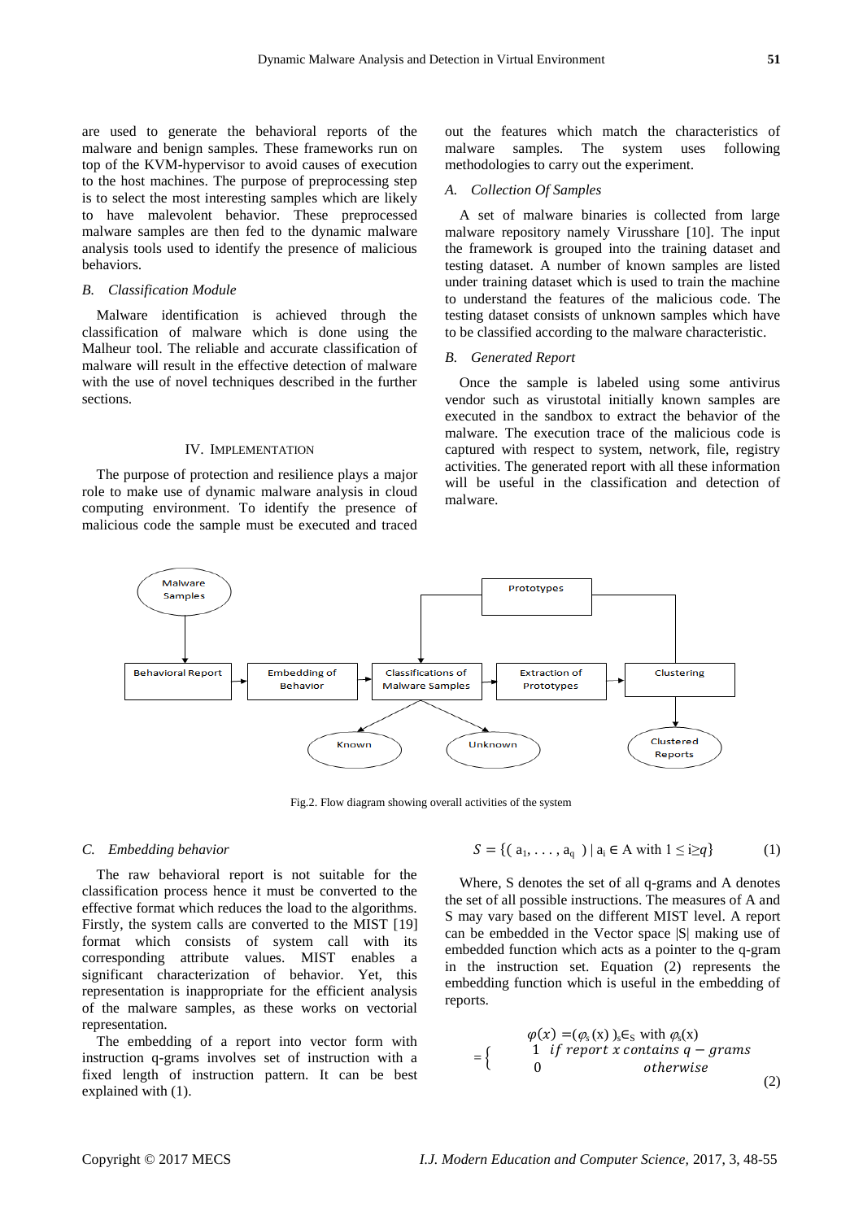are used to generate the behavioral reports of the malware and benign samples. These frameworks run on top of the KVM-hypervisor to avoid causes of execution to the host machines. The purpose of preprocessing step is to select the most interesting samples which are likely to have malevolent behavior. These preprocessed malware samples are then fed to the dynamic malware analysis tools used to identify the presence of malicious behaviors.

### *B. Classification Module*

Malware identification is achieved through the classification of malware which is done using the Malheur tool. The reliable and accurate classification of malware will result in the effective detection of malware with the use of novel techniques described in the further sections.

## IV. Implementation

The purpose of protection and resilience plays a major role to make use of dynamic malware analysis in cloud computing environment. To identify the presence of malicious code the sample must be executed and traced out the features which match the characteristics of malware samples. The system uses following methodologies to carry out the experiment.

### *A. Collection Of Samples*

A set of malware binaries is collected from large malware repository namely Virusshare [10]. The input the framework is grouped into the training dataset and testing dataset. A number of known samples are listed under training dataset which is used to train the machine to understand the features of the malicious code. The testing dataset consists of unknown samples which have to be classified according to the malware characteristic.

### *B. Generated Report*

Once the sample is labeled using some antivirus vendor such as virustotal initially known samples are executed in the sandbox to extract the behavior of the malware. The execution trace of the malicious code is captured with respect to system, network, file, registry activities. The generated report with all these information will be useful in the classification and detection of malware.

Fig.2. Flow diagram showing overall activities of the system

### *C. Embedding behavior*

The raw behavioral report is not suitable for the classification process hence it must be converted to the effective format which reduces the load to the algorithms. Firstly, the system calls are converted to the MIST [19] format which consists of system call with its corresponding attribute values. MIST enables a significant characterization of behavior. Yet, this representation is inappropriate for the efficient analysis of the malware samples, as these works on vectorial representation.

The embedding of a report into vector form with instruction q-grams involves set of instruction with a fixed length of instruction pattern. It can be best explained with (1).

$$S = \{(a_1, \ldots, a_q) \mid a_i \in A \text{ with } 1 \le i \ge q\} \tag{1}$$

Where, S denotes the set of all q-grams and A denotes the set of all possible instructions. The measures of A and S may vary based on the different MIST level. A report can be embedded in the Vector space |S| making use of embedded function which acts as a pointer to the q-gram in the instruction set. Equation (2) represents the embedding function which is useful in the embedding of reports.

$$\varphi(x) = (\varphi_s(x))_{s \in S} \text{ with } \varphi_s(x) = \begin{cases} 1 & \textit{if report x contains q} - \textit{grams} \\ 0 & \textit{otherwise} \end{cases} \tag{2}$$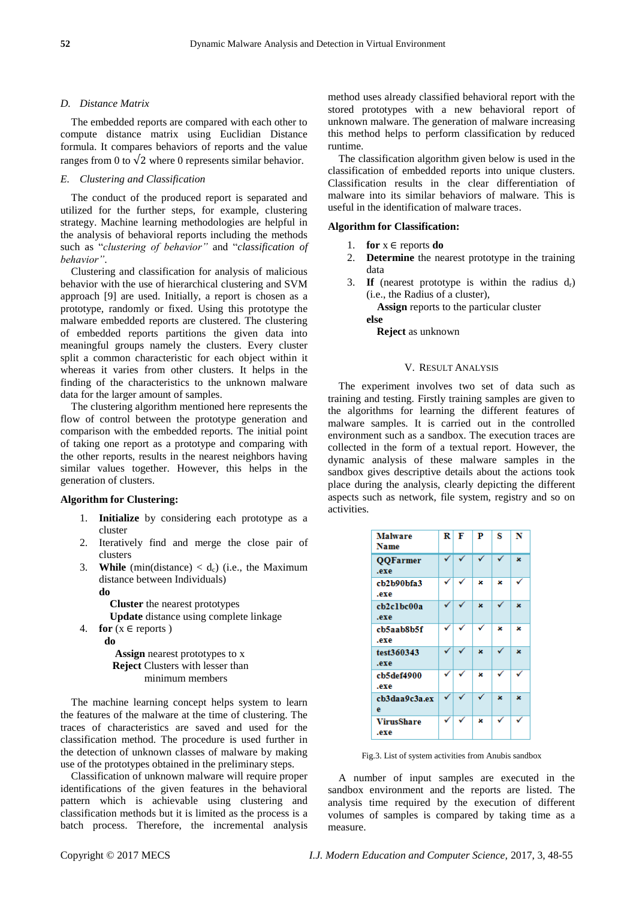### D. Distance Matrix

The embedded reports are compared with each other to compute distance matrix using Euclidian Distance formula. It compares behaviors of reports and the value ranges from 0 to $\sqrt{2}$ where 0 represents similar behavior.

### E. Clustering and Classification

The conduct of the produced report is separated and utilized for the further steps, for example, clustering strategy. Machine learning methodologies are helpful in the analysis of behavioral reports including the methods such as "*clustering of behavior"* and "*classification of behavior"*.

Clustering and classification for analysis of malicious behavior with the use of hierarchical clustering and SVM approach [9] are used. Initially, a report is chosen as a prototype, randomly or fixed. Using this prototype the malware embedded reports are clustered. The clustering of embedded reports partitions the given data into meaningful groups namely the clusters. Every cluster split a common characteristic for each object within it whereas it varies from other clusters. It helps in the finding of the characteristics to the unknown malware data for the larger amount of samples.

The clustering algorithm mentioned here represents the flow of control between the prototype generation and comparison with the embedded reports. The initial point of taking one report as a prototype and comparing with the other reports, results in the nearest neighbors having similar values together. However, this helps in the generation of clusters.

**Algorithm for Clustering:**

1. **Initialize** by considering each prototype as a cluster
2. Iteratively find and merge the close pair of clusters
3. **While** (min(distance) < $d_c$) (i.e., the Maximum distance between Individuals)
   **do**
   **Cluster** the nearest prototypes
   **Update** distance using complete linkage
4. **for** (x ∈ reports )
   **do**
   **Assign** nearest prototypes to x
   **Reject** Clusters with lesser than minimum members

The machine learning concept helps system to learn the features of the malware at the time of clustering. The traces of characteristics are saved and used for the classification method. The procedure is used further in the detection of unknown classes of malware by making use of the prototypes obtained in the preliminary steps.

Classification of unknown malware will require proper identifications of the given features in the behavioral pattern which is achievable using clustering and classification methods but it is limited as the process is a batch process. Therefore, the incremental analysis method uses already classified behavioral report with the stored prototypes with a new behavioral report of unknown malware. The generation of malware increasing this method helps to perform classification by reduced runtime.

The classification algorithm given below is used in the classification of embedded reports into unique clusters. Classification results in the clear differentiation of malware into its similar behaviors of malware. This is useful in the identification of malware traces.

**Algorithm for Classification:**

1. **for** x ∈ reports **do**
2. **Determine** the nearest prototype in the training data
3. **If** (nearest prototype is within the radius $d_r$) (i.e., the Radius of a cluster),
   **Assign** reports to the particular cluster
   **else**
   **Reject** as unknown

## V. Result Analysis

The experiment involves two set of data such as training and testing. Firstly training samples are given to the algorithms for learning the different features of malware samples. It is carried out in the controlled environment such as a sandbox. The execution traces are collected in the form of a textual report. However, the dynamic analysis of these malware samples in the sandbox gives descriptive details about the actions took place during the analysis, clearly depicting the different aspects such as network, file system, registry and so on activities.

| Malware Name | R | F | P | S | N |
|---|---|---|---|---|---|
| QQFarmer .exe | ✓ | ✓ | ✓ | ✓ | × |
| cb2b90bfa3 .exe | ✓ | ✓ | × | × | ✓ |
| cb2c1bc00a .exe | ✓ | ✓ | × | ✓ | × |
| cb5aab8b5f .exe | ✓ | ✓ | ✓ | × | × |
| test360343 .exe | ✓ | ✓ | × | ✓ | × |
| cb5def4900 .exe | ✓ | ✓ | × | ✓ | ✓ |
| cb3daa9c3a.ex e | ✓ | ✓ | ✓ | × | × |
| VirusShare .exe | ✓ | ✓ | × | ✓ | ✓ |

Fig.3. List of system activities from Anubis sandbox

A number of input samples are executed in the sandbox environment and the reports are listed. The analysis time required by the execution of different volumes of samples is compared by taking time as a measure.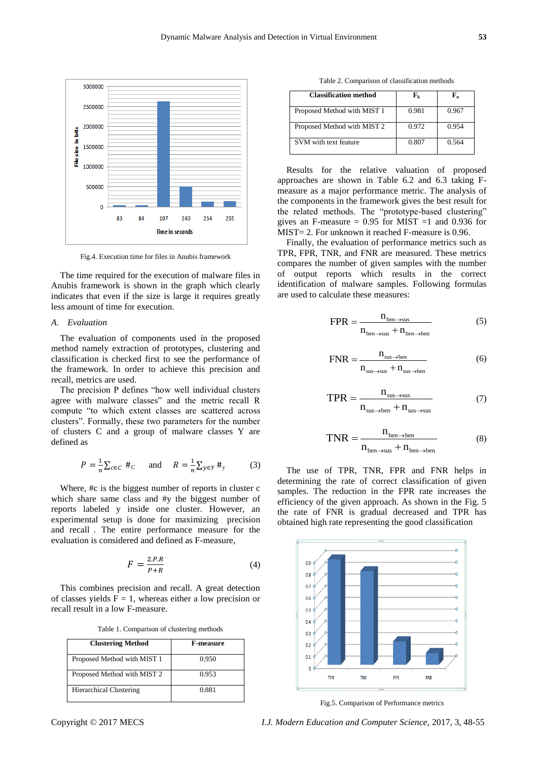Fig.4. Execution time for files in Anubis framework

The time required for the execution of malware files in Anubis framework is shown in the graph which clearly indicates that even if the size is large it requires greatly less amount of time for execution.

### A. Evaluation

The evaluation of components used in the proposed method namely extraction of prototypes, clustering and classification is checked first to see the performance of the framework. In order to achieve this precision and recall, metrics are used.

The precision P defines "how well individual clusters agree with malware classes" and the metric recall R compute "to which extent classes are scattered across clusters". Formally, these two parameters for the number of clusters C and a group of malware classes Y are defined as

$$P = \frac{1}{n}\sum_{c\in C} \#_{C} \quad \text{and} \quad R = \frac{1}{n}\sum_{y\in Y} \#_{y} \tag{3}$$

Where, #c is the biggest number of reports in cluster c which share same class and #y the biggest number of reports labeled y inside one cluster. However, an experimental setup is done for maximizing precision and recall . The entire performance measure for the evaluation is considered and defined as F-measure,

$$F = \frac{2.P.R}{P+R} \tag{4}$$

This combines precision and recall. A great detection of classes yields F = 1, whereas either a low precision or recall result in a low F-measure.

Table 1. Comparison of clustering methods

| Clustering Method | F-measure |
|---|---|
| Proposed Method with MIST 1 | 0.950 |
| Proposed Method with MIST 2 | 0.953 |
| Hierarchical Clustering | 0.881 |

Table 2. Comparison of classification methods

| Classification method | $F_k$ | $F_u$ |
|---|---|---|
| Proposed Method with MIST 1 | 0.981 | 0.967 |
| Proposed Method with MIST 2 | 0.972 | 0.954 |
| SVM with text feature | 0.807 | 0.564 |

Results for the relative valuation of proposed approaches are shown in Table 6.2 and 6.3 taking F-measure as a major performance metric. The analysis of the components in the framework gives the best result for the related methods. The "prototype-based clustering" gives an F-measure = 0.95 for MIST =1 and 0.936 for MIST= 2. For unknown it reached F-measure is 0.96.

Finally, the evaluation of performance metrics such as TPR, FPR, TNR, and FNR are measured. These metrics compares the number of given samples with the number of output reports which results in the correct identification of malware samples. Following formulas are used to calculate these measures:

$$FPR = \frac{n_{ben\rightarrow sus}}{n_{ben\rightarrow sus} + n_{ben\rightarrow ben}} \tag{5}$$

$$FNR = \frac{n_{sus\rightarrow ben}}{n_{sus\rightarrow sus} + n_{sus\rightarrow ben}} \tag{6}$$

$$TPR = \frac{n_{sus\rightarrow sus}}{n_{sus\rightarrow ben} + n_{sus\rightarrow sus}} \tag{7}$$

$$TNR = \frac{n_{ben\rightarrow ben}}{n_{ben\rightarrow sus} + n_{ben\rightarrow ben}} \tag{8}$$

The use of TPR, TNR, FPR and FNR helps in determining the rate of correct classification of given samples. The reduction in the FPR rate increases the efficiency of the given approach. As shown in the Fig. 5 the rate of FNR is gradual decreased and TPR has obtained high rate representing the good classification

Fig.5. Comparison of Performance metrics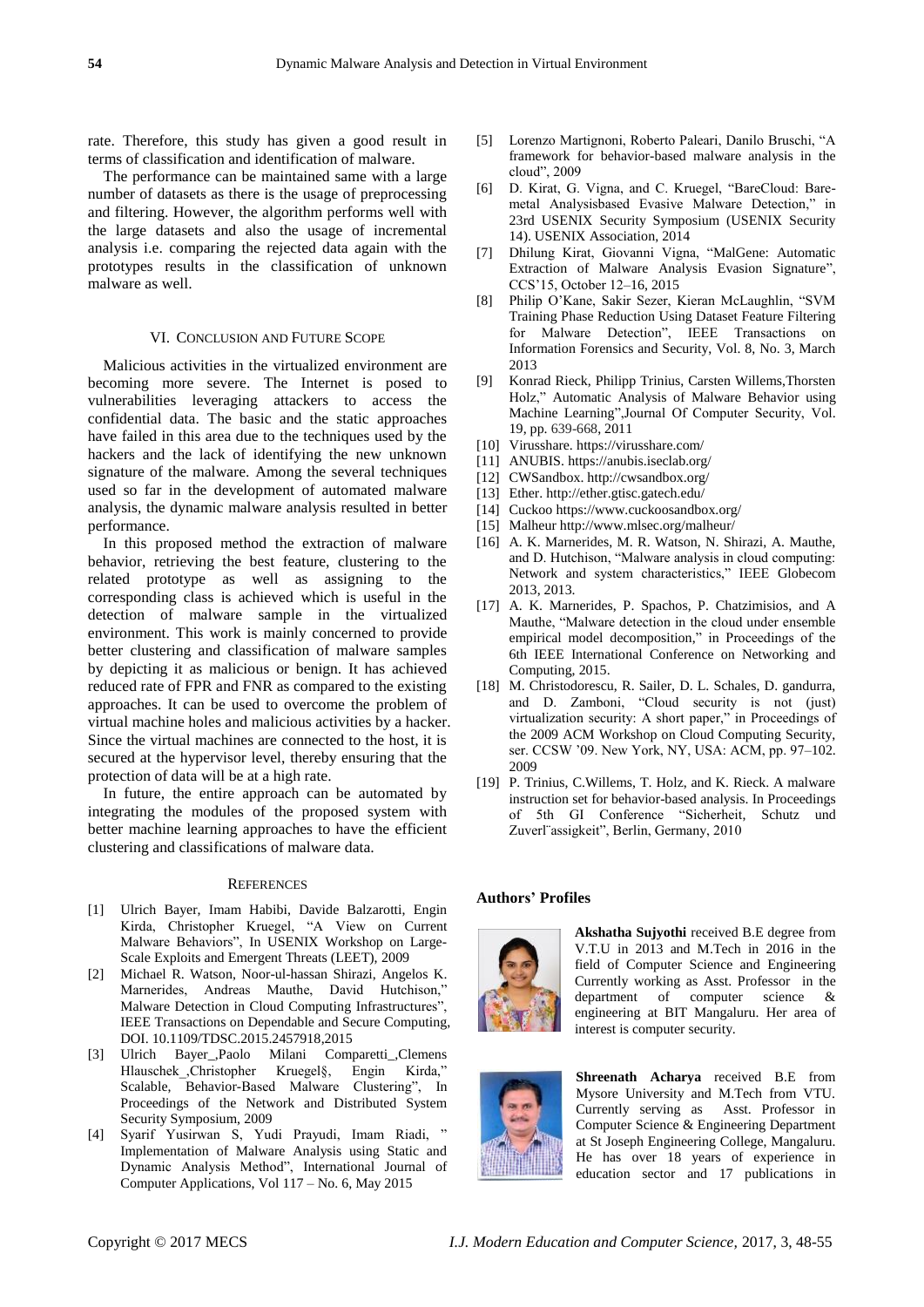rate. Therefore, this study has given a good result in terms of classification and identification of malware.

The performance can be maintained same with a large number of datasets as there is the usage of preprocessing and filtering. However, the algorithm performs well with the large datasets and also the usage of incremental analysis i.e. comparing the rejected data again with the prototypes results in the classification of unknown malware as well.

## VI. Conclusion and Future Scope

Malicious activities in the virtualized environment are becoming more severe. The Internet is posed to vulnerabilities leveraging attackers to access the confidential data. The basic and the static approaches have failed in this area due to the techniques used by the hackers and the lack of identifying the new unknown signature of the malware. Among the several techniques used so far in the development of automated malware analysis, the dynamic malware analysis resulted in better performance.

In this proposed method the extraction of malware behavior, retrieving the best feature, clustering to the related prototype as well as assigning to the corresponding class is achieved which is useful in the detection of malware sample in the virtualized environment. This work is mainly concerned to provide better clustering and classification of malware samples by depicting it as malicious or benign. It has achieved reduced rate of FPR and FNR as compared to the existing approaches. It can be used to overcome the problem of virtual machine holes and malicious activities by a hacker. Since the virtual machines are connected to the host, it is secured at the hypervisor level, thereby ensuring that the protection of data will be at a high rate.

In future, the entire approach can be automated by integrating the modules of the proposed system with better machine learning approaches to have the efficient clustering and classifications of malware data.

## References

[1] Ulrich Bayer, Imam Habibi, Davide Balzarotti, Engin Kirda, Christopher Kruegel, "A View on Current Malware Behaviors", In USENIX Workshop on Large-Scale Exploits and Emergent Threats (LEET), 2009

[2] Michael R. Watson, Noor-ul-hassan Shirazi, Angelos K. Marnerides, Andreas Mauthe, David Hutchison," Malware Detection in Cloud Computing Infrastructures", IEEE Transactions on Dependable and Secure Computing, DOI. 10.1109/TDSC.2015.2457918,2015

[3] Ulrich Bayer_,Paolo Milani Comparetti_,Clemens Hlauschek_,Christopher Kruegel§, Engin Kirda," Scalable, Behavior-Based Malware Clustering", In Proceedings of the Network and Distributed System Security Symposium, 2009

[4] Syarif Yusirwan S, Yudi Prayudi, Imam Riadi, " Implementation of Malware Analysis using Static and Dynamic Analysis Method", International Journal of Computer Applications, Vol 117 – No. 6, May 2015

[5] Lorenzo Martignoni, Roberto Paleari, Danilo Bruschi, "A framework for behavior-based malware analysis in the cloud", 2009

[6] D. Kirat, G. Vigna, and C. Kruegel, "BareCloud: Bare-metal Analysisbased Evasive Malware Detection," in 23rd USENIX Security Symposium (USENIX Security 14). USENIX Association, 2014

[7] Dhilung Kirat, Giovanni Vigna, "MalGene: Automatic Extraction of Malware Analysis Evasion Signature", CCS'15, October 12–16, 2015

[8] Philip O'Kane, Sakir Sezer, Kieran McLaughlin, "SVM Training Phase Reduction Using Dataset Feature Filtering for Malware Detection", IEEE Transactions on Information Forensics and Security, Vol. 8, No. 3, March 2013

[9] Konrad Rieck, Philipp Trinius, Carsten Willems,Thorsten Holz," Automatic Analysis of Malware Behavior using Machine Learning",Journal Of Computer Security, Vol. 19, pp. 639-668, 2011

[10] Virusshare. https://virusshare.com/

[11] ANUBIS. https://anubis.iseclab.org/

[12] CWSandbox. http://cwsandbox.org/

[13] Ether. http://ether.gtisc.gatech.edu/

[14] Cuckoo https://www.cuckoosandbox.org/

[15] Malheur http://www.mlsec.org/malheur/

[16] A. K. Marnerides, M. R. Watson, N. Shirazi, A. Mauthe, and D. Hutchison, "Malware analysis in cloud computing: Network and system characteristics," IEEE Globecom 2013, 2013.

[17] A. K. Marnerides, P. Spachos, P. Chatzimisios, and A Mauthe, "Malware detection in the cloud under ensemble empirical model decomposition," in Proceedings of the 6th IEEE International Conference on Networking and Computing, 2015.

[18] M. Christodorescu, R. Sailer, D. L. Schales, D. gandurra, and D. Zamboni, "Cloud security is not (just) virtualization security: A short paper," in Proceedings of the 2009 ACM Workshop on Cloud Computing Security, ser. CCSW '09. New York, NY, USA: ACM, pp. 97–102. 2009

[19] P. Trinius, C.Willems, T. Holz, and K. Rieck. A malware instruction set for behavior-based analysis. In Proceedings of 5th GI Conference "Sicherheit, Schutz und Zuverl¨assigkeit", Berlin, Germany, 2010

### Authors' Profiles

**Akshatha Sujyothi** received B.E degree from V.T.U in 2013 and M.Tech in 2016 in the field of Computer Science and Engineering Currently working as Asst. Professor in the department of computer science & engineering at BIT Mangaluru. Her area of interest is computer security.

**Shreenath Acharya** received B.E from Mysore University and M.Tech from VTU. Currently serving as Asst. Professor in Computer Science & Engineering Department at St Joseph Engineering College, Mangaluru. He has over 18 years of experience in education sector and 17 publications in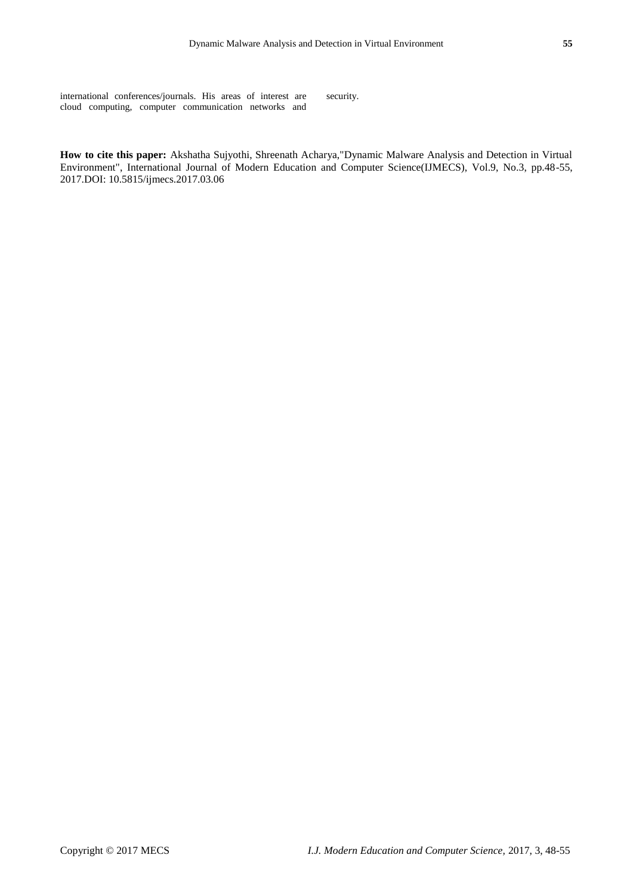international conferences/journals. His areas of interest are cloud computing, computer communication networks and security.

**How to cite this paper:** Akshatha Sujyothi, Shreenath Acharya,"Dynamic Malware Analysis and Detection in Virtual Environment", International Journal of Modern Education and Computer Science(IJMECS), Vol.9, No.3, pp.48-55, 2017.DOI: 10.5815/ijmecs.2017.03.06